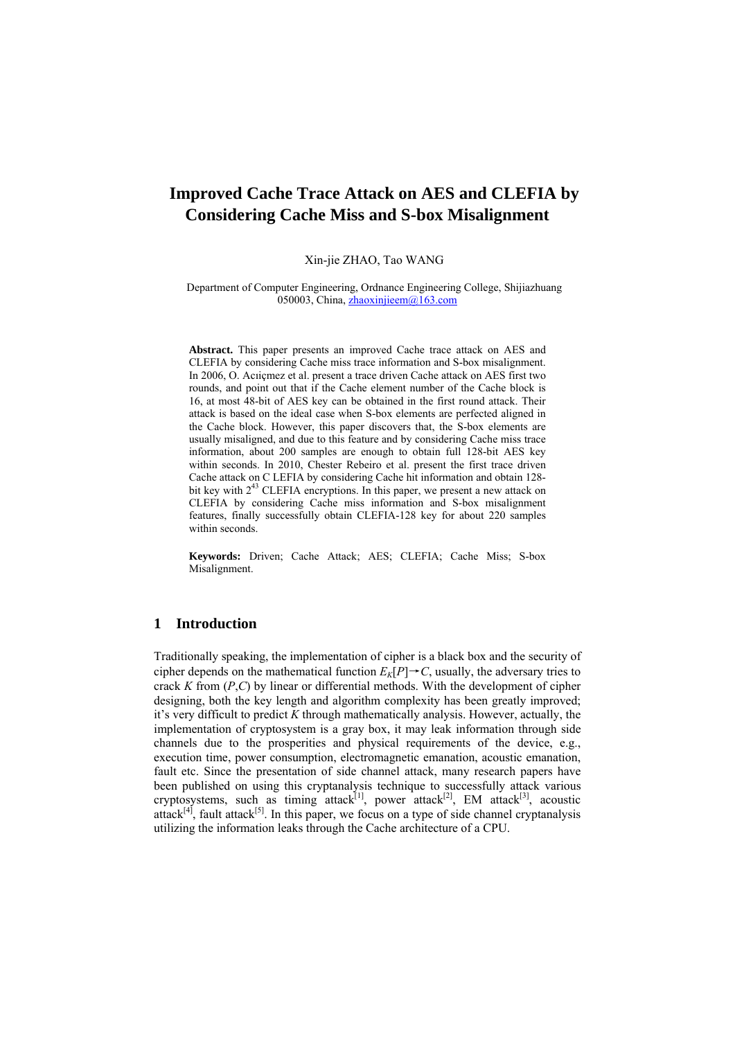# Improved Cache Trace Attack on AES and CLEFIA by Considering Cache Miss and S-box Misalignment

Xin-jie ZHAO, Tao WANG

Department of Computer Engineering, Ordnance Engineering College, Shijiazhuang 050003, China, zhaoxinjieem@163.com

**Abstract.** This paper presents an improved Cache trace attack on AES and CLEFIA by considering Cache miss trace information and S-box misalignment. In 2006, O. Acıiçmez et al. present a trace driven Cache attack on AES first two rounds, and point out that if the Cache element number of the Cache block is 16, at most 48-bit of AES key can be obtained in the first round attack. Their attack is based on the ideal case when S-box elements are perfected aligned in the Cache block. However, this paper discovers that, the S-box elements are usually misaligned, and due to this feature and by considering Cache miss trace information, about 200 samples are enough to obtain full 128-bit AES key within seconds. In 2010, Chester Rebeiro et al. present the first trace driven Cache attack on C LEFIA by considering Cache hit information and obtain 128-bit key with $2^{43}$ CLEFIA encryptions. In this paper, we present a new attack on CLEFIA by considering Cache miss information and S-box misalignment features, finally successfully obtain CLEFIA-128 key for about 220 samples within seconds.

**Keywords:** Driven; Cache Attack; AES; CLEFIA; Cache Miss; S-box Misalignment.

## 1 Introduction

Traditionally speaking, the implementation of cipher is a black box and the security of cipher depends on the mathematical function $E_K[P]\rightarrow C$, usually, the adversary tries to crack $K$ from $(P,C)$ by linear or differential methods. With the development of cipher designing, both the key length and algorithm complexity has been greatly improved; it's very difficult to predict $K$ through mathematically analysis. However, actually, the implementation of cryptosystem is a gray box, it may leak information through side channels due to the prosperities and physical requirements of the device, e.g., execution time, power consumption, electromagnetic emanation, acoustic emanation, fault etc. Since the presentation of side channel attack, many research papers have been published on using this cryptanalysis technique to successfully attack various cryptosystems, such as timing attack[1], power attack[2], EM attack[3], acoustic attack[4], fault attack[5]. In this paper, we focus on a type of side channel cryptanalysis utilizing the information leaks through the Cache architecture of a CPU.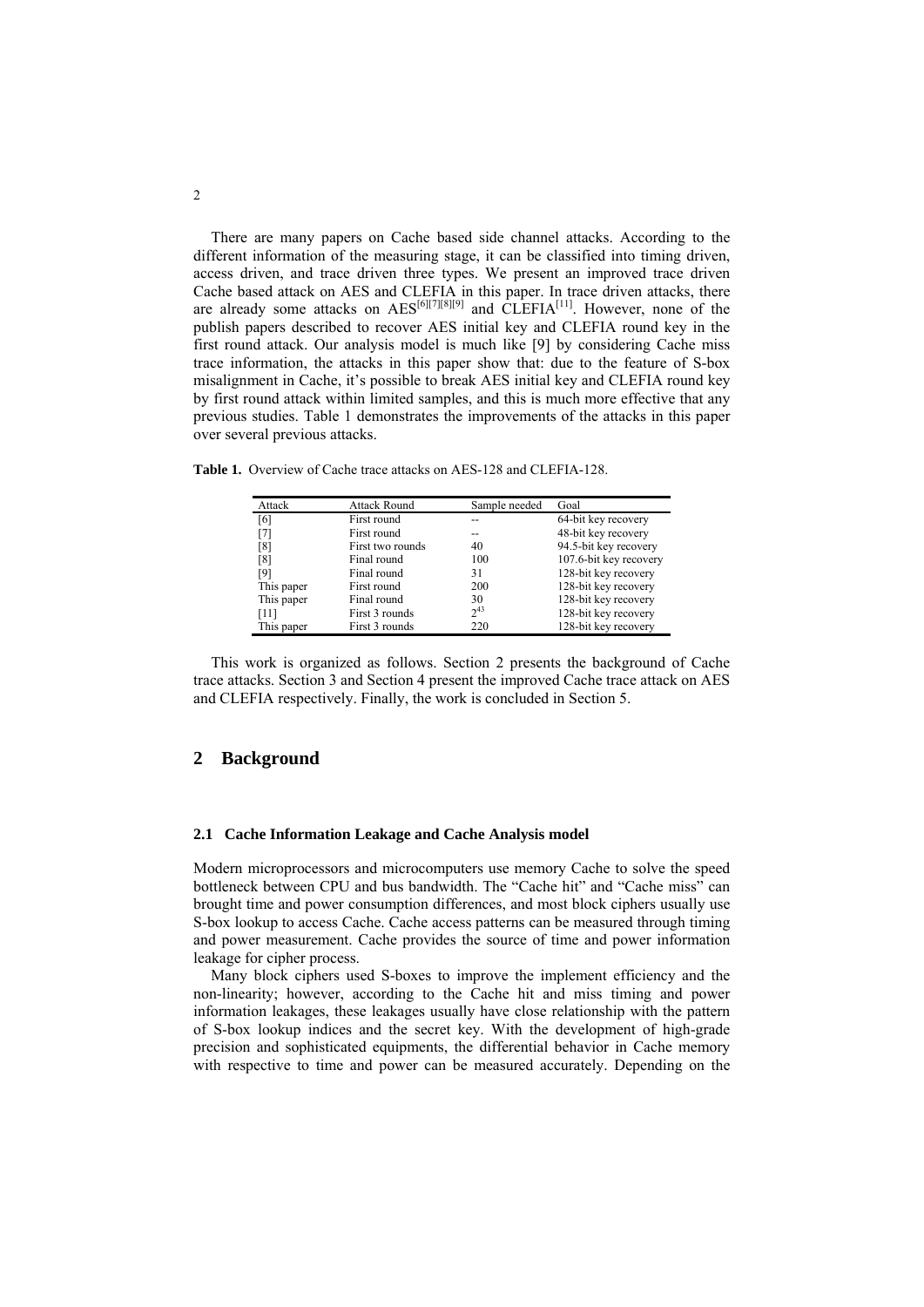There are many papers on Cache based side channel attacks. According to the different information of the measuring stage, it can be classified into timing driven, access driven, and trace driven three types. We present an improved trace driven Cache based attack on AES and CLEFIA in this paper. In trace driven attacks, there are already some attacks on AES[6][7][8][9] and CLEFIA[11]. However, none of the publish papers described to recover AES initial key and CLEFIA round key in the first round attack. Our analysis model is much like [9] by considering Cache miss trace information, the attacks in this paper show that: due to the feature of S-box misalignment in Cache, it's possible to break AES initial key and CLEFIA round key by first round attack within limited samples, and this is much more effective that any previous studies. Table 1 demonstrates the improvements of the attacks in this paper over several previous attacks.

**Table 1.** Overview of Cache trace attacks on AES-128 and CLEFIA-128.

| Attack | Attack Round | Sample needed | Goal |
|---|---|---|---|
| [6] | First round | -- | 64-bit key recovery |
| [7] | First round | -- | 48-bit key recovery |
| [8] | First two rounds | 40 | 94.5-bit key recovery |
| [8] | Final round | 100 | 107.6-bit key recovery |
| [9] | Final round | 31 | 128-bit key recovery |
| This paper | First round | 200 | 128-bit key recovery |
| This paper | Final round | 30 | 128-bit key recovery |
| [11] | First 3 rounds | $2^{43}$ | 128-bit key recovery |
| This paper | First 3 rounds | 220 | 128-bit key recovery |

This work is organized as follows. Section 2 presents the background of Cache trace attacks. Section 3 and Section 4 present the improved Cache trace attack on AES and CLEFIA respectively. Finally, the work is concluded in Section 5.

## 2 Background

### 2.1 Cache Information Leakage and Cache Analysis model

Modern microprocessors and microcomputers use memory Cache to solve the speed bottleneck between CPU and bus bandwidth. The "Cache hit" and "Cache miss" can brought time and power consumption differences, and most block ciphers usually use S-box lookup to access Cache. Cache access patterns can be measured through timing and power measurement. Cache provides the source of time and power information leakage for cipher process.

Many block ciphers used S-boxes to improve the implement efficiency and the non-linearity; however, according to the Cache hit and miss timing and power information leakages, these leakages usually have close relationship with the pattern of S-box lookup indices and the secret key. With the development of high-grade precision and sophisticated equipments, the differential behavior in Cache memory with respective to time and power can be measured accurately. Depending on the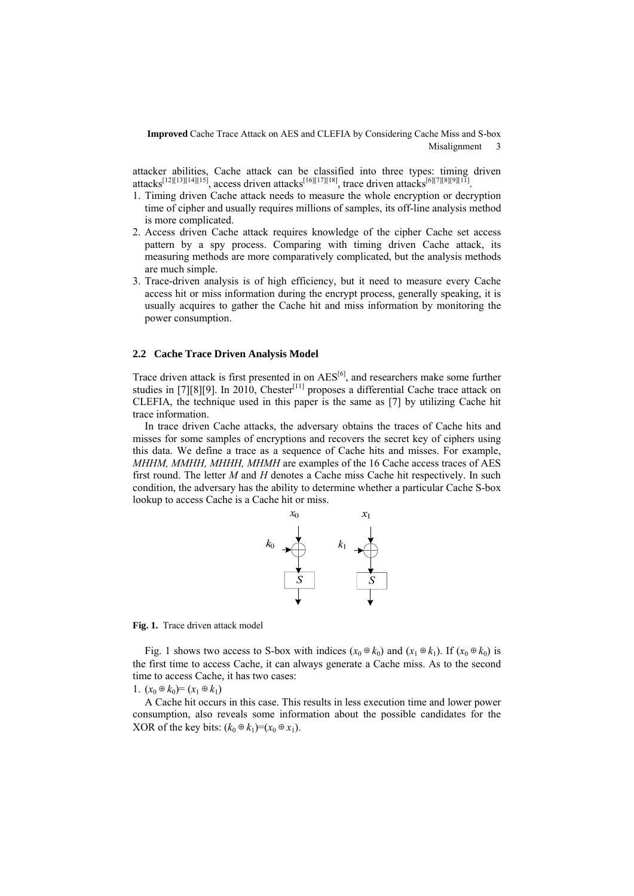attacker abilities, Cache attack can be classified into three types: timing driven attacks[12][13][14][15], access driven attacks[16][17][18], trace driven attacks[6][7][8][9][11].

1. Timing driven Cache attack needs to measure the whole encryption or decryption time of cipher and usually requires millions of samples, its off-line analysis method is more complicated.
2. Access driven Cache attack requires knowledge of the cipher Cache set access pattern by a spy process. Comparing with timing driven Cache attack, its measuring methods are more comparatively complicated, but the analysis methods are much simple.
3. Trace-driven analysis is of high efficiency, but it need to measure every Cache access hit or miss information during the encrypt process, generally speaking, it is usually acquires to gather the Cache hit and miss information by monitoring the power consumption.

### 2.2 Cache Trace Driven Analysis Model

Trace driven attack is first presented in on AES[6], and researchers make some further studies in [7][8][9]. In 2010, Chester[11] proposes a differential Cache trace attack on CLEFIA, the technique used in this paper is the same as [7] by utilizing Cache hit trace information.

In trace driven Cache attacks, the adversary obtains the traces of Cache hits and misses for some samples of encryptions and recovers the secret key of ciphers using this data. We define a trace as a sequence of Cache hits and misses. For example, *MHHM, MMHH, MHHH, MHMH* are examples of the 16 Cache access traces of AES first round. The letter *M* and *H* denotes a Cache miss Cache hit respectively. In such condition, the adversary has the ability to determine whether a particular Cache S-box lookup to access Cache is a Cache hit or miss.

**Fig. 1.** Trace driven attack model

Fig. 1 shows two access to S-box with indices $(x_0 \oplus k_0)$ and $(x_1 \oplus k_1)$. If $(x_0 \oplus k_0)$ is the first time to access Cache, it can always generate a Cache miss. As to the second time to access Cache, it has two cases:

1. $(x_0 \oplus k_0) = (x_1 \oplus k_1)$

A Cache hit occurs in this case. This results in less execution time and lower power consumption, also reveals some information about the possible candidates for the XOR of the key bits: $(k_0 \oplus k_1) = (x_0 \oplus x_1)$.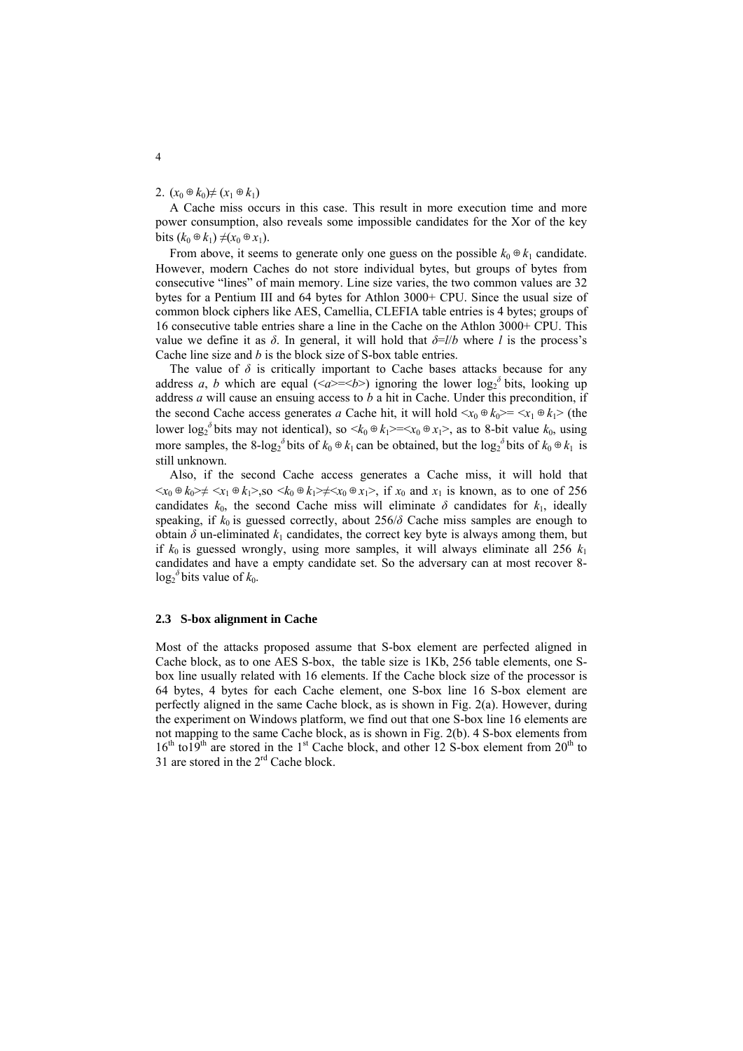2. $(x_0 \oplus k_0) \neq (x_1 \oplus k_1)$

A Cache miss occurs in this case. This result in more execution time and more power consumption, also reveals some impossible candidates for the Xor of the key bits $(k_0 \oplus k_1) \neq (x_0 \oplus x_1)$.

From above, it seems to generate only one guess on the possible $k_0 \oplus k_1$ candidate. However, modern Caches do not store individual bytes, but groups of bytes from consecutive "lines" of main memory. Line size varies, the two common values are 32 bytes for a Pentium III and 64 bytes for Athlon 3000+ CPU. Since the usual size of common block ciphers like AES, Camellia, CLEFIA table entries is 4 bytes; groups of 16 consecutive table entries share a line in the Cache on the Athlon 3000+ CPU. This value we define it as $\delta$. In general, it will hold that $\delta = l/b$ where $l$ is the process's Cache line size and $b$ is the block size of S-box table entries.

The value of $\delta$ is critically important to Cache bases attacks because for any address $a$, $b$ which are equal ($<a>=<b>$) ignoring the lower $\log_2^{\delta}$ bits, looking up address $a$ will cause an ensuing access to $b$ a hit in Cache. Under this precondition, if the second Cache access generates $a$ Cache hit, it will hold $<x_0 \oplus k_0> = <x_1 \oplus k_1>$ (the lower $\log_2^{\delta}$ bits may not identical), so $<k_0 \oplus k_1> = <x_0 \oplus x_1>$, as to 8-bit value $k_0$, using more samples, the 8-$\log_2^{\delta}$ bits of $k_0 \oplus k_1$ can be obtained, but the $\log_2^{\delta}$ bits of $k_0 \oplus k_1$ is still unknown.

Also, if the second Cache access generates a Cache miss, it will hold that $<x_0 \oplus k_0> \neq <x_1 \oplus k_1>$,so $<k_0 \oplus k_1> \neq <x_0 \oplus x_1>$, if $x_0$ and $x_1$ is known, as to one of 256 candidates $k_0$, the second Cache miss will eliminate $\delta$ candidates for $k_1$, ideally speaking, if $k_0$ is guessed correctly, about $256/\delta$ Cache miss samples are enough to obtain $\delta$ un-eliminated $k_1$ candidates, the correct key byte is always among them, but if $k_0$ is guessed wrongly, using more samples, it will always eliminate all 256 $k_1$ candidates and have a empty candidate set. So the adversary can at most recover 8-$\log_2^{\delta}$ bits value of $k_0$.

### 2.3 S-box alignment in Cache

Most of the attacks proposed assume that S-box element are perfected aligned in Cache block, as to one AES S-box, the table size is 1Kb, 256 table elements, one S-box line usually related with 16 elements. If the Cache block size of the processor is 64 bytes, 4 bytes for each Cache element, one S-box line 16 S-box element are perfectly aligned in the same Cache block, as is shown in Fig. 2(a). However, during the experiment on Windows platform, we find out that one S-box line 16 elements are not mapping to the same Cache block, as is shown in Fig. 2(b). 4 S-box elements from 16th to19th are stored in the 1st Cache block, and other 12 S-box element from 20th to 31 are stored in the 2rd Cache block.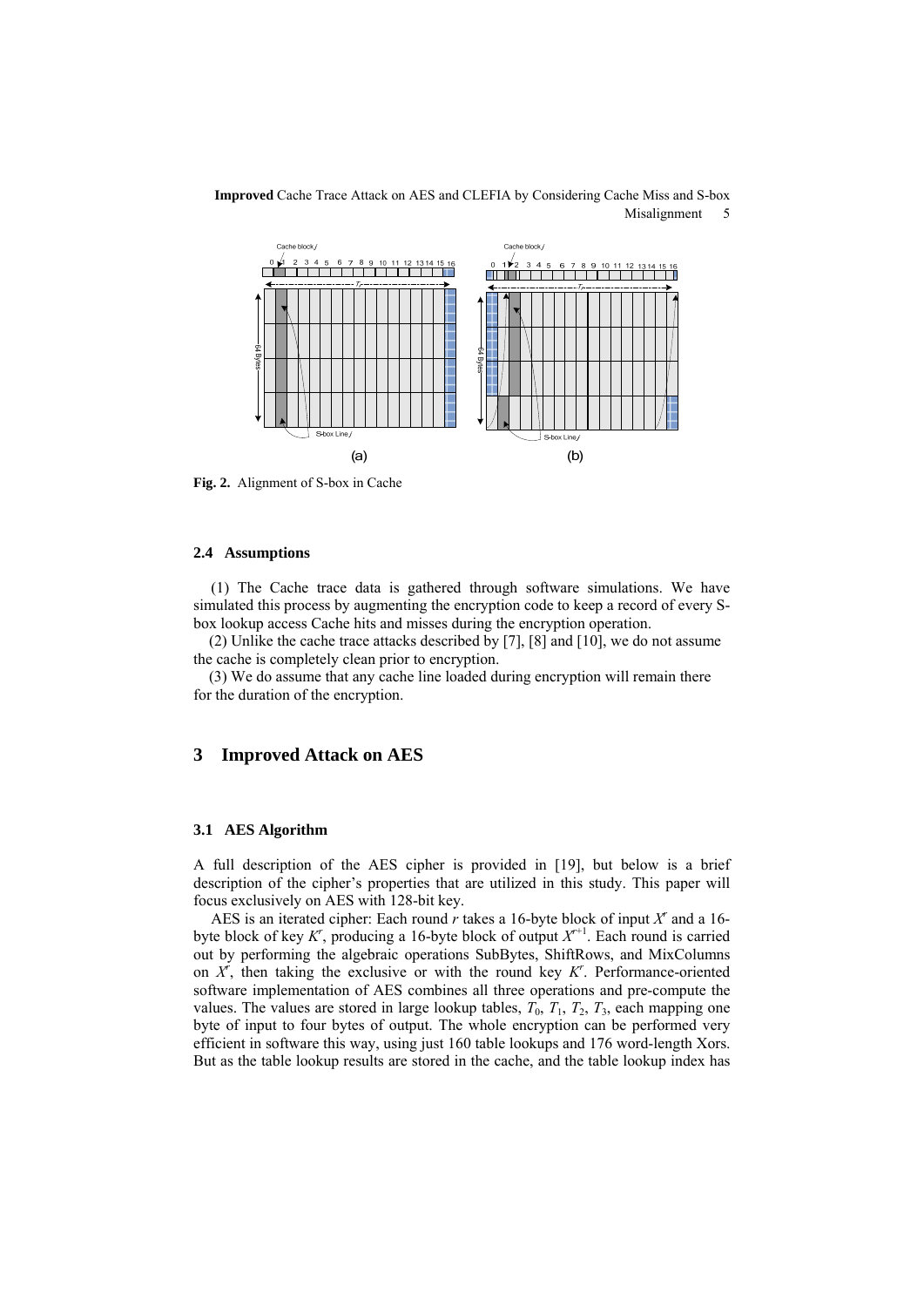**Fig. 2.** Alignment of S-box in Cache

### 2.4 Assumptions

(1) The Cache trace data is gathered through software simulations. We have simulated this process by augmenting the encryption code to keep a record of every S-box lookup access Cache hits and misses during the encryption operation.

(2) Unlike the cache trace attacks described by [7], [8] and [10], we do not assume the cache is completely clean prior to encryption.

(3) We do assume that any cache line loaded during encryption will remain there for the duration of the encryption.

## 3 Improved Attack on AES

### 3.1 AES Algorithm

A full description of the AES cipher is provided in [19], but below is a brief description of the cipher's properties that are utilized in this study. This paper will focus exclusively on AES with 128-bit key.

AES is an iterated cipher: Each round $r$ takes a 16-byte block of input $X^r$ and a 16-byte block of key $K^r$, producing a 16-byte block of output $X^{r+1}$. Each round is carried out by performing the algebraic operations SubBytes, ShiftRows, and MixColumns on $X^r$, then taking the exclusive or with the round key $K^r$. Performance-oriented software implementation of AES combines all three operations and pre-compute the values. The values are stored in large lookup tables, $T_0$, $T_1$, $T_2$, $T_3$, each mapping one byte of input to four bytes of output. The whole encryption can be performed very efficient in software this way, using just 160 table lookups and 176 word-length Xors. But as the table lookup results are stored in the cache, and the table lookup index has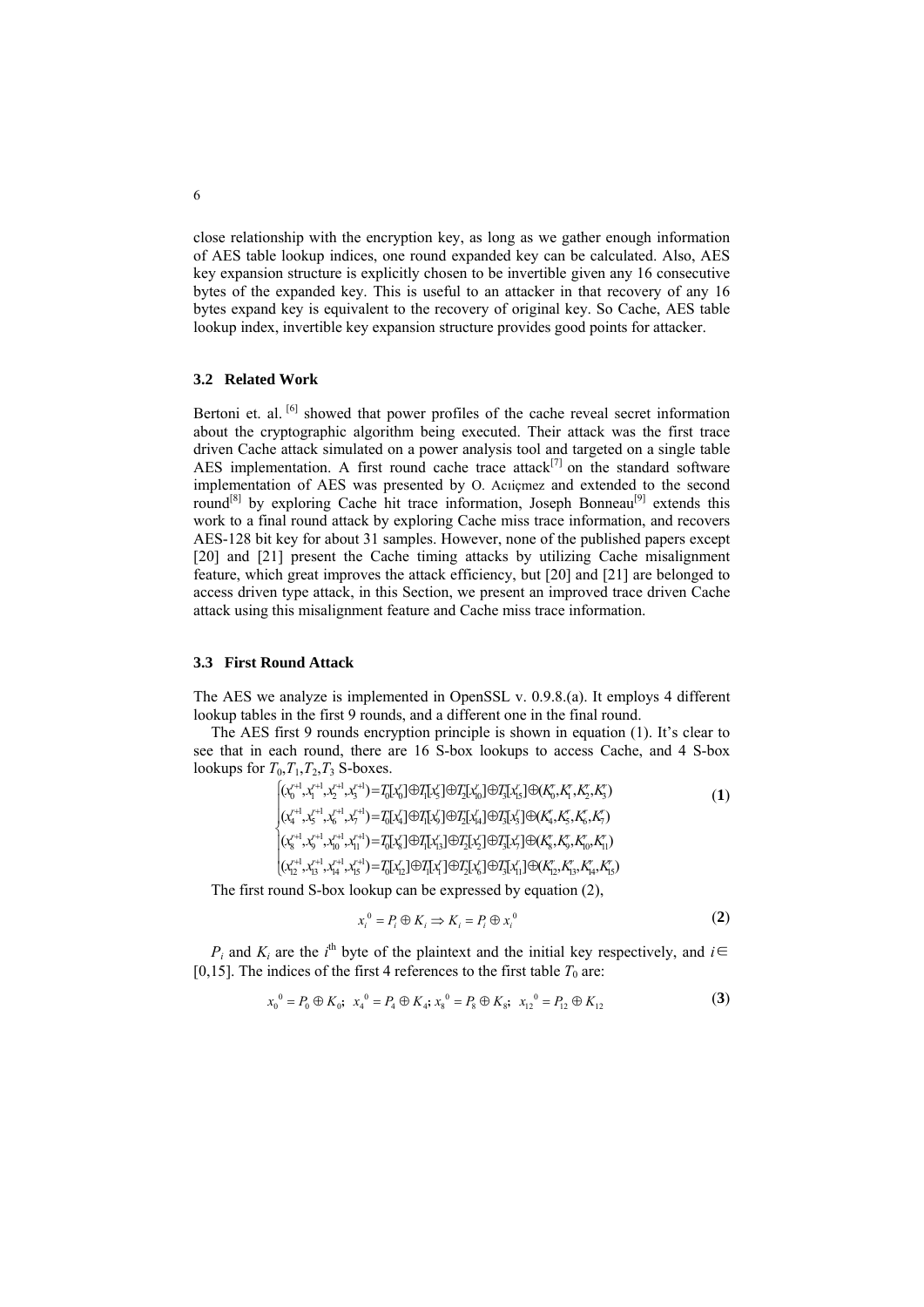close relationship with the encryption key, as long as we gather enough information of AES table lookup indices, one round expanded key can be calculated. Also, AES key expansion structure is explicitly chosen to be invertible given any 16 consecutive bytes of the expanded key. This is useful to an attacker in that recovery of any 16 bytes expand key is equivalent to the recovery of original key. So Cache, AES table lookup index, invertible key expansion structure provides good points for attacker.

### 3.2 Related Work

Bertoni et. al. [6] showed that power profiles of the cache reveal secret information about the cryptographic algorithm being executed. Their attack was the first trace driven Cache attack simulated on a power analysis tool and targeted on a single table AES implementation. A first round cache trace attack[7] on the standard software implementation of AES was presented by O. Acıiçmez and extended to the second round[8] by exploring Cache hit trace information, Joseph Bonneau[9] extends this work to a final round attack by exploring Cache miss trace information, and recovers AES-128 bit key for about 31 samples. However, none of the published papers except [20] and [21] present the Cache timing attacks by utilizing Cache misalignment feature, which great improves the attack efficiency, but [20] and [21] are belonged to access driven type attack, in this Section, we present an improved trace driven Cache attack using this misalignment feature and Cache miss trace information.

### 3.3 First Round Attack

The AES we analyze is implemented in OpenSSL v. 0.9.8.(a). It employs 4 different lookup tables in the first 9 rounds, and a different one in the final round.

The AES first 9 rounds encryption principle is shown in equation (1). It's clear to see that in each round, there are 16 S-box lookups to access Cache, and 4 S-box lookups for $T_0, T_1, T_2, T_3$ S-boxes.

$$
\begin{cases}
(x_0^{r+1}, x_1^{r+1}, x_2^{r+1}, x_3^{r+1}) = T_0[x_0^r] \oplus T_1[x_5^r] \oplus T_2[x_{10}^r] \oplus T_3[x_{15}^r] \oplus (K_0^r, K_1^r, K_2^r, K_3^r) \\
(x_4^{r+1}, x_5^{r+1}, x_6^{r+1}, x_7^{r+1}) = T_0[x_4^r] \oplus T_1[x_9^r] \oplus T_2[x_{14}^r] \oplus T_3[x_3^r] \oplus (K_4^r, K_5^r, K_6^r, K_7^r) \\
(x_8^{r+1}, x_9^{r+1}, x_{10}^{r+1}, x_{11}^{r+1}) = T_0[x_8^r] \oplus T_1[x_{13}^r] \oplus T_2[x_2^r] \oplus T_3[x_7^r] \oplus (K_8^r, K_9^r, K_{10}^r, K_{11}^r) \\
(x_{12}^{r+1}, x_{13}^{r+1}, x_{14}^{r+1}, x_{15}^{r+1}) = T_0[x_{12}^r] \oplus T_1[x_1^r] \oplus T_2[x_6^r] \oplus T_3[x_{11}^r] \oplus (K_{12}^r, K_{13}^r, K_{14}^r, K_{15}^r)
\end{cases}
\tag{1}
$$

The first round S-box lookup can be expressed by equation (2),

$$
x_i^0 = P_i \oplus K_i \Rightarrow K_i = P_i \oplus x_i^0 \tag{2}
$$

$P_i$ and $K_i$ are the $i^{th}$ byte of the plaintext and the initial key respectively, and $i \in [0,15]$. The indices of the first 4 references to the first table $T_0$ are:

$$
x_0^0 = P_0 \oplus K_0; \;\; x_4^0 = P_4 \oplus K_4; \; x_8^0 = P_8 \oplus K_8; \;\; x_{12}^0 = P_{12} \oplus K_{12} \tag{3}
$$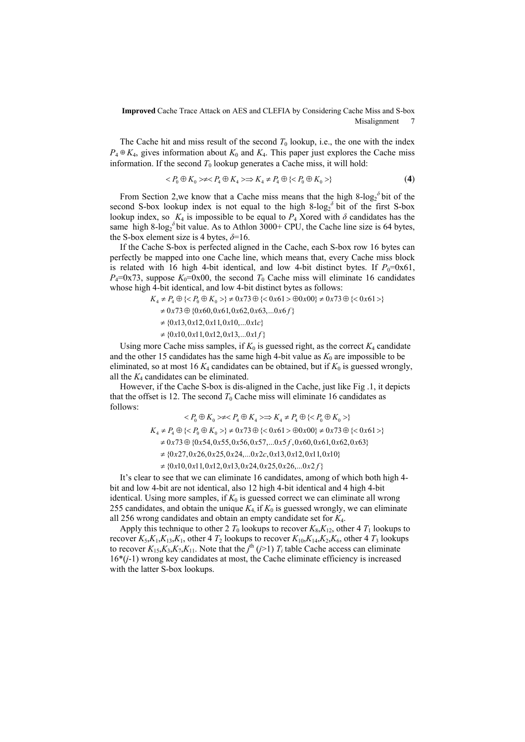The Cache hit and miss result of the second $T_0$ lookup, i.e., the one with the index $P_4 \oplus K_4$, gives information about $K_0$ and $K_4$. This paper just explores the Cache miss information. If the second $T_0$ lookup generates a Cache miss, it will hold:

$$< P_0 \oplus K_0 > \neq < P_4 \oplus K_4 > \Rightarrow K_4 \neq P_4 \oplus \{< P_0 \oplus K_0 >\} \tag{4}$$

From Section 2,we know that a Cache miss means that the high 8-$\log_2^{\delta}$ bit of the second S-box lookup index is not equal to the high 8-$\log_2^{\delta}$ bit of the first S-box lookup index, so $K_4$ is impossible to be equal to $P_4$ Xored with $\delta$ candidates has the same high 8-$\log_2^{\delta}$ bit value. As to Athlon 3000+ CPU, the Cache line size is 64 bytes, the S-box element size is 4 bytes, $\delta$=16.

If the Cache S-box is perfected aligned in the Cache, each S-box row 16 bytes can perfectly be mapped into one Cache line, which means that, every Cache miss block is related with 16 high 4-bit identical, and low 4-bit distinct bytes. If $P_0$=0x61, $P_4$=0x73, suppose $K_0$=0x00, the second $T_0$ Cache miss will eliminate 16 candidates whose high 4-bit identical, and low 4-bit distinct bytes as follows:

$$\begin{aligned}
K_4 &\neq P_4 \oplus \{< P_0 \oplus K_0 >\} \neq 0x73 \oplus \{< 0x61 > \oplus 0x00\} \neq 0x73 \oplus \{< 0x61 >\} \\
&\neq 0x73 \oplus \{0x60, 0x61, 0x62, 0x63, ...0x6f\} \\
&\neq \{0x13, 0x12, 0x11, 0x10, ...0x1c\} \\
&\neq \{0x10, 0x11, 0x12, 0x13, ...0x1f\}
\end{aligned}$$

Using more Cache miss samples, if $K_0$ is guessed right, as the correct $K_4$ candidate and the other 15 candidates has the same high 4-bit value as $K_0$ are impossible to be eliminated, so at most 16 $K_4$ candidates can be obtained, but if $K_0$ is guessed wrongly, all the $K_4$ candidates can be eliminated.

However, if the Cache S-box is dis-aligned in the Cache, just like Fig .1, it depicts that the offset is 12. The second $T_0$ Cache miss will eliminate 16 candidates as follows:

$$\begin{aligned}
&< P_0 \oplus K_0 > \neq < P_4 \oplus K_4 > \Rightarrow K_4 \neq P_4 \oplus \{< P_0 \oplus K_0 >\} \\
K_4 &\neq P_4 \oplus \{< P_0 \oplus K_0 >\} \neq 0x73 \oplus \{< 0x61 > \oplus 0x00\} \neq 0x73 \oplus \{< 0x61 >\} \\
&\neq 0x73 \oplus \{0x54, 0x55, 0x56, 0x57, ...0x5f, 0x60, 0x61, 0x62, 0x63\} \\
&\neq \{0x27, 0x26, 0x25, 0x24, ...0x2c, 0x13, 0x12, 0x11, 0x10\} \\
&\neq \{0x10, 0x11, 0x12, 0x13, 0x24, 0x25, 0x26, ...0x2f\}
\end{aligned}$$

It's clear to see that we can eliminate 16 candidates, among of which both high 4-bit and low 4-bit are not identical, also 12 high 4-bit identical and 4 high 4-bit identical. Using more samples, if $K_0$ is guessed correct we can eliminate all wrong 255 candidates, and obtain the unique $K_4$, if $K_0$ is guessed wrongly, we can eliminate all 256 wrong candidates and obtain an empty candidate set for $K_4$.

Apply this technique to other 2 $T_0$ lookups to recover $K_8$,$K_{12}$, other 4 $T_1$ lookups to recover $K_5$,$K_1$,$K_{13}$,$K_1$, other 4 $T_2$ lookups to recover $K_{10}$,$K_{14}$,$K_2$,$K_6$, other 4 $T_3$ lookups to recover $K_{15}$,$K_3$,$K_7$,$K_{11}$. Note that the $j^{th}$ ($j$>1) $T_i$ table Cache access can eliminate 16*($j$-1) wrong key candidates at most, the Cache eliminate efficiency is increased with the latter S-box lookups.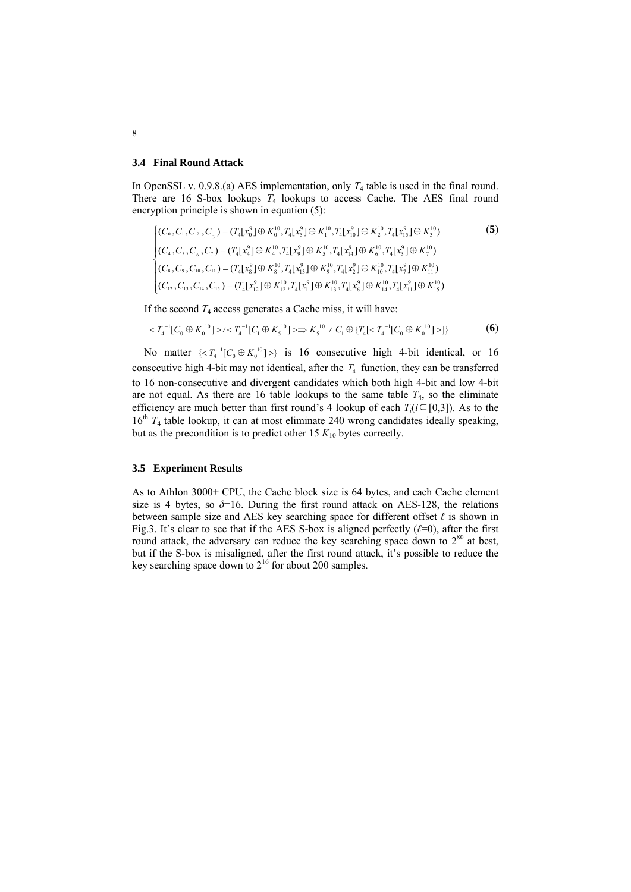### 3.4 Final Round Attack

In OpenSSL v. 0.9.8.(a) AES implementation, only $T_4$ table is used in the final round. There are 16 S-box lookups $T_4$ lookups to access Cache. The AES final round encryption principle is shown in equation (5):

$$\begin{cases} (C_0, C_1, C_2, C_3) = (T_4[x_0^9] \oplus K_0^{10}, T_4[x_5^9] \oplus K_1^{10}, T_4[x_{10}^9] \oplus K_2^{10}, T_4[x_{15}^9] \oplus K_3^{10}) \\ (C_4, C_5, C_6, C_7) = (T_4[x_4^9] \oplus K_4^{10}, T_4[x_9^9] \oplus K_5^{10}, T_4[x_{14}^9] \oplus K_6^{10}, T_4[x_3^9] \oplus K_7^{10}) \\ (C_8, C_9, C_{10}, C_{11}) = (T_4[x_8^9] \oplus K_8^{10}, T_4[x_{13}^9] \oplus K_9^{10}, T_4[x_2^9] \oplus K_{10}^{10}, T_4[x_7^9] \oplus K_{11}^{10}) \\ (C_{12}, C_{13}, C_{14}, C_{15}) = (T_4[x_{12}^9] \oplus K_{12}^{10}, T_4[x_1^9] \oplus K_{13}^{10}, T_4[x_6^9] \oplus K_{14}^{10}, T_4[x_{11}^9] \oplus K_{15}^{10}) \end{cases} \quad \textbf{(5)}$$

If the second $T_4$ access generates a Cache miss, it will have:

$$< T_4^{-1}[C_0 \oplus K_0^{10}] > \neq < T_4^{-1}[C_1 \oplus K_5^{10}] > \Rightarrow K_5^{10} \neq C_1 \oplus \{T_4[< T_4^{-1}[C_0 \oplus K_0^{10}] >]\} \quad \textbf{(6)}$$

No matter $\{< T_4^{-1}[C_0 \oplus K_0^{10}] >\}$ is 16 consecutive high 4-bit identical, or 16 consecutive high 4-bit may not identical, after the $T_4$ function, they can be transferred to 16 non-consecutive and divergent candidates which both high 4-bit and low 4-bit are not equal. As there are 16 table lookups to the same table $T_4$, so the eliminate efficiency are much better than first round's 4 lookup of each $T_i(i \in [0,3])$. As to the 16th $T_4$ table lookup, it can at most eliminate 240 wrong candidates ideally speaking, but as the precondition is to predict other 15 $K_{10}$ bytes correctly.

### 3.5 Experiment Results

As to Athlon 3000+ CPU, the Cache block size is 64 bytes, and each Cache element size is 4 bytes, so $\delta$=16. During the first round attack on AES-128, the relations between sample size and AES key searching space for different offset $\ell$ is shown in Fig.3. It's clear to see that if the AES S-box is aligned perfectly ($\ell$=0), after the first round attack, the adversary can reduce the key searching space down to $2^{80}$ at best, but if the S-box is misaligned, after the first round attack, it's possible to reduce the key searching space down to $2^{16}$ for about 200 samples.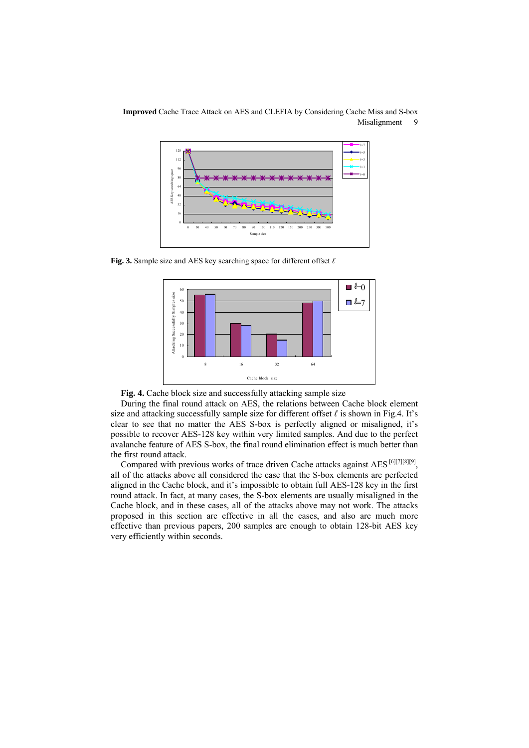**Fig. 3.** Sample size and AES key searching space for different offset $\ell$

**Fig. 4.** Cache block size and successfully attacking sample size

During the final round attack on AES, the relations between Cache block element size and attacking successfully sample size for different offset $\ell$ is shown in Fig.4. It's clear to see that no matter the AES S-box is perfectly aligned or misaligned, it's possible to recover AES-128 key within very limited samples. And due to the perfect avalanche feature of AES S-box, the final round elimination effect is much better than the first round attack.

Compared with previous works of trace driven Cache attacks against AES [6][7][8][9], all of the attacks above all considered the case that the S-box elements are perfected aligned in the Cache block, and it's impossible to obtain full AES-128 key in the first round attack. In fact, at many cases, the S-box elements are usually misaligned in the Cache block, and in these cases, all of the attacks above may not work. The attacks proposed in this section are effective in all the cases, and also are much more effective than previous papers, 200 samples are enough to obtain 128-bit AES key very efficiently within seconds.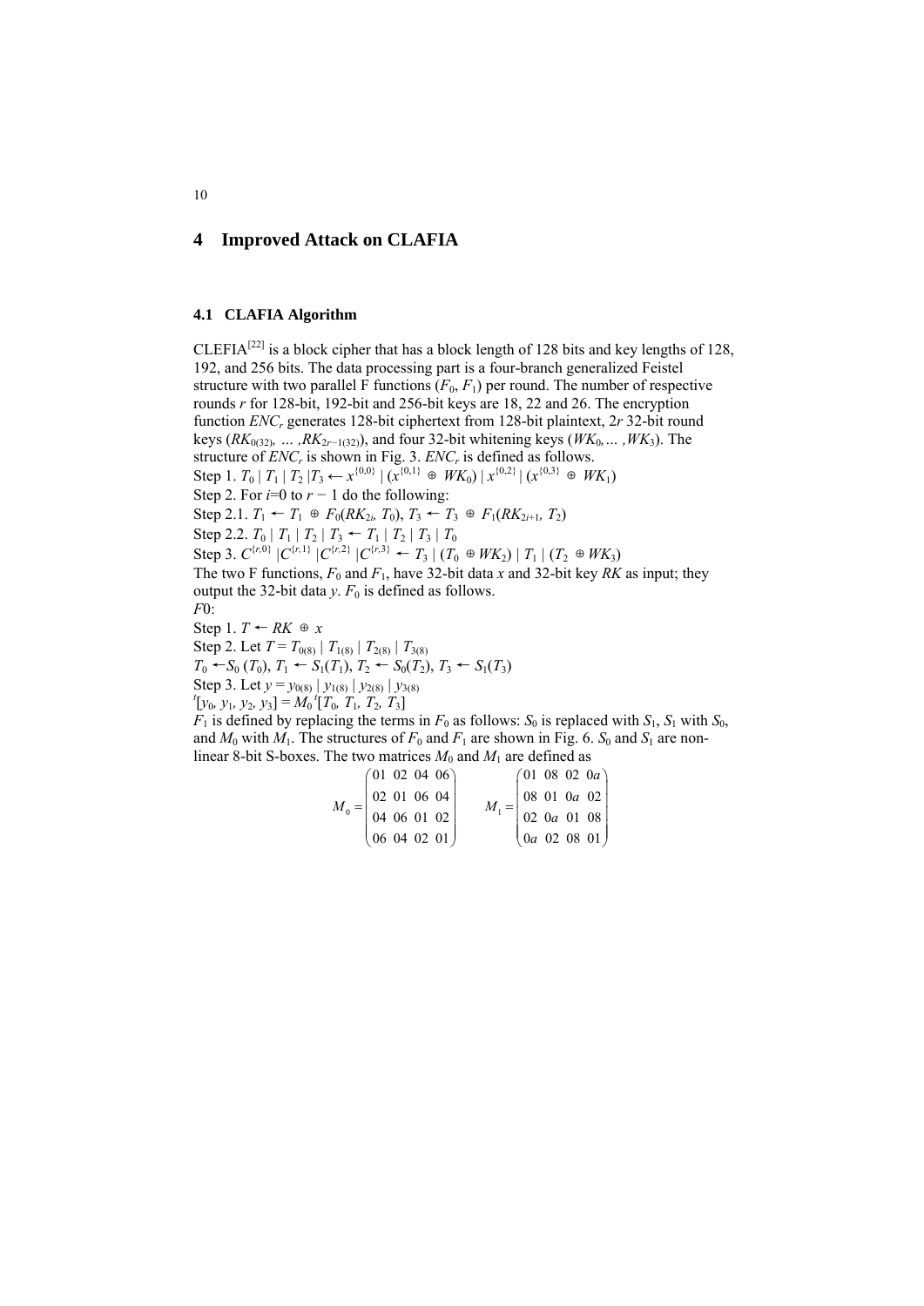# 4 Improved Attack on CLAFIA

## 4.1 CLAFIA Algorithm

CLEFIA[22] is a block cipher that has a block length of 128 bits and key lengths of 128, 192, and 256 bits. The data processing part is a four-branch generalized Feistel structure with two parallel F functions ($F_0$, $F_1$) per round. The number of respective rounds $r$ for 128-bit, 192-bit and 256-bit keys are 18, 22 and 26. The encryption function $ENC_r$ generates 128-bit ciphertext from 128-bit plaintext, $2r$ 32-bit round keys ($RK_{0(32)}, \ldots, RK_{2r-1(32)}$), and four 32-bit whitening keys ($WK_0, \ldots, WK_3$). The structure of $ENC_r$ is shown in Fig. 3. $ENC_r$ is defined as follows.

Step 1. $T_0 \mid T_1 \mid T_2 \mid T_3 \leftarrow x^{\{0,0\}} \mid (x^{\{0,1\}} \oplus WK_0) \mid x^{\{0,2\}} \mid (x^{\{0,3\}} \oplus WK_1)$

Step 2. For $i$=0 to $r-1$ do the following:

Step 2.1. $T_1 \leftarrow T_1 \oplus F_0(RK_{2i}, T_0)$, $T_3 \leftarrow T_3 \oplus F_1(RK_{2i+1}, T_2)$

Step 2.2. $T_0 \mid T_1 \mid T_2 \mid T_3 \leftarrow T_1 \mid T_2 \mid T_3 \mid T_0$

Step 3. $C^{\{r,0\}} \mid C^{\{r,1\}} \mid C^{\{r,2\}} \mid C^{\{r,3\}} \leftarrow T_3 \mid (T_0 \oplus WK_2) \mid T_1 \mid (T_2 \oplus WK_3)$

The two F functions, $F_0$ and $F_1$, have 32-bit data $x$ and 32-bit key $RK$ as input; they output the 32-bit data $y$. $F_0$ is defined as follows.

$F0$:

Step 1. $T \leftarrow RK \oplus x$

Step 2. Let $T = T_{0(8)} \mid T_{1(8)} \mid T_{2(8)} \mid T_{3(8)}$

$T_0 \leftarrow S_0(T_0)$, $T_1 \leftarrow S_1(T_1)$, $T_2 \leftarrow S_0(T_2)$, $T_3 \leftarrow S_1(T_3)$

Step 3. Let $y = y_{0(8)} \mid y_{1(8)} \mid y_{2(8)} \mid y_{3(8)}$

${}^t[y_0, y_1, y_2, y_3] = M_0\, {}^t[T_0, T_1, T_2, T_3]$

$F_1$ is defined by replacing the terms in $F_0$ as follows: $S_0$ is replaced with $S_1$, $S_1$ with $S_0$, and $M_0$ with $M_1$. The structures of $F_0$ and $F_1$ are shown in Fig. 6. $S_0$ and $S_1$ are non-linear 8-bit S-boxes. The two matrices $M_0$ and $M_1$ are defined as

$$M_0 = \begin{pmatrix} 01 & 02 & 04 & 06 \\ 02 & 01 & 06 & 04 \\ 04 & 06 & 01 & 02 \\ 06 & 04 & 02 & 01 \end{pmatrix} \qquad M_1 = \begin{pmatrix} 01 & 08 & 02 & 0a \\ 08 & 01 & 0a & 02 \\ 02 & 0a & 01 & 08 \\ 0a & 02 & 08 & 01 \end{pmatrix}$$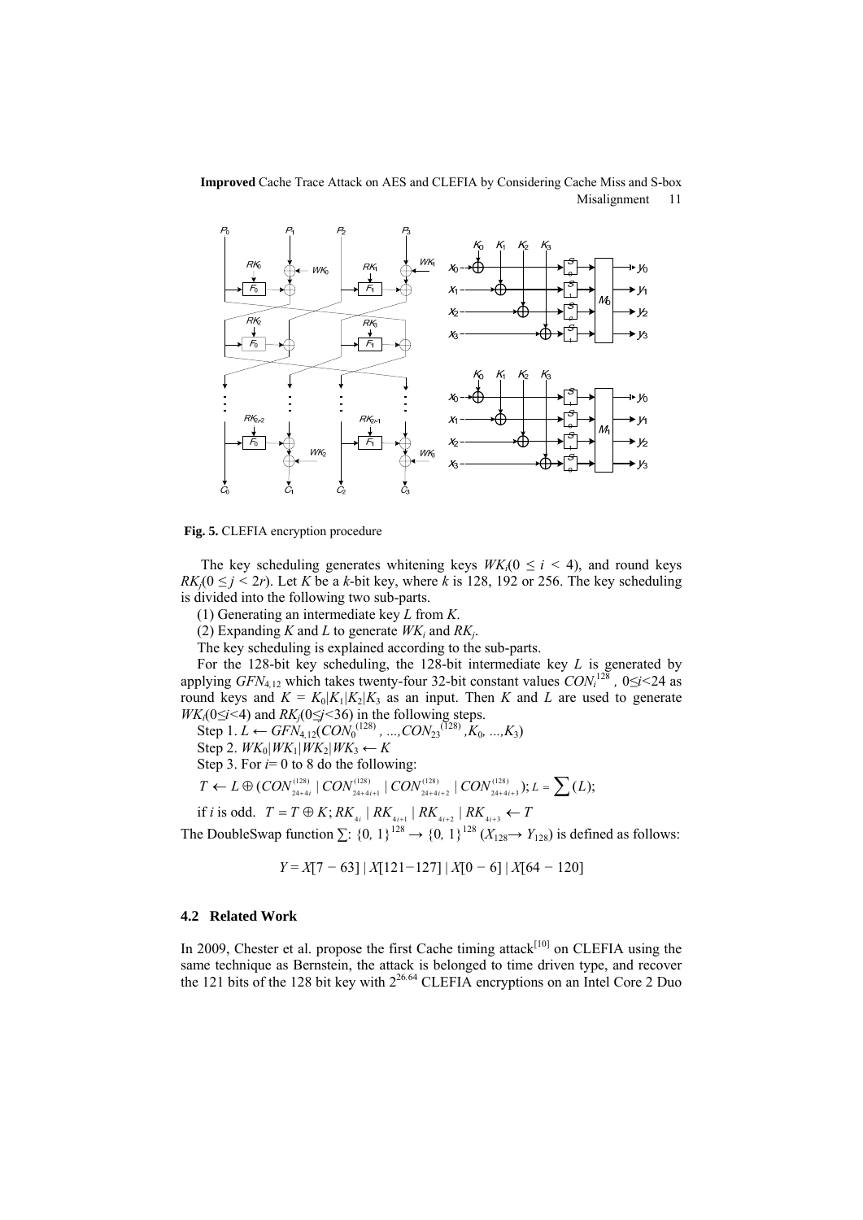**Fig. 5.** CLEFIA encryption procedure

The key scheduling generates whitening keys $WK_i (0 \leq i < 4)$, and round keys $RK_j (0 \leq j < 2r)$. Let $K$ be a $k$-bit key, where $k$ is 128, 192 or 256. The key scheduling is divided into the following two sub-parts.

(1) Generating an intermediate key $L$ from $K$.

(2) Expanding $K$ and $L$ to generate $WK_i$ and $RK_j$.

The key scheduling is explained according to the sub-parts.

For the 128-bit key scheduling, the 128-bit intermediate key $L$ is generated by applying $GFN_{4,12}$ which takes twenty-four 32-bit constant values $CON_i^{128}$ , $0 \leq i < 24$ as round keys and $K = K_0|K_1|K_2|K_3$ as an input. Then $K$ and $L$ are used to generate $WK_i (0 \leq i < 4)$ and $RK_j (0 \leq j < 36)$ in the following steps.

Step 1. $L \leftarrow GFN_{4,12}(CON_0^{(128)}, ..., CON_{23}^{(128)}, K_0, ..., K_3)$

Step 2. $WK_0|WK_1|WK_2|WK_3 \leftarrow K$

Step 3. For $i$= 0 to 8 do the following:

$T \leftarrow L \oplus (CON_{24+4i}^{(128)} \mid CON_{24+4i+1}^{(128)} \mid CON_{24+4i+2}^{(128)} \mid CON_{24+4i+3}^{(128)})$; $L = \sum(L)$;

if $i$ is odd. $T = T \oplus K$; $RK_{4i} \mid RK_{4i+1} \mid RK_{4i+2} \mid RK_{4i+3} \leftarrow T$

The DoubleSwap function $\sum$: $\{0, 1\}^{128} \rightarrow \{0, 1\}^{128}$ ($X_{128} \rightarrow Y_{128}$) is defined as follows:

$$Y = X[7 - 63] \mid X[121 - 127] \mid X[0 - 6] \mid X[64 - 120]$$

### 4.2 Related Work

In 2009, Chester et al. propose the first Cache timing attack[10] on CLEFIA using the same technique as Bernstein, the attack is belonged to time driven type, and recover the 121 bits of the 128 bit key with $2^{26.64}$ CLEFIA encryptions on an Intel Core 2 Duo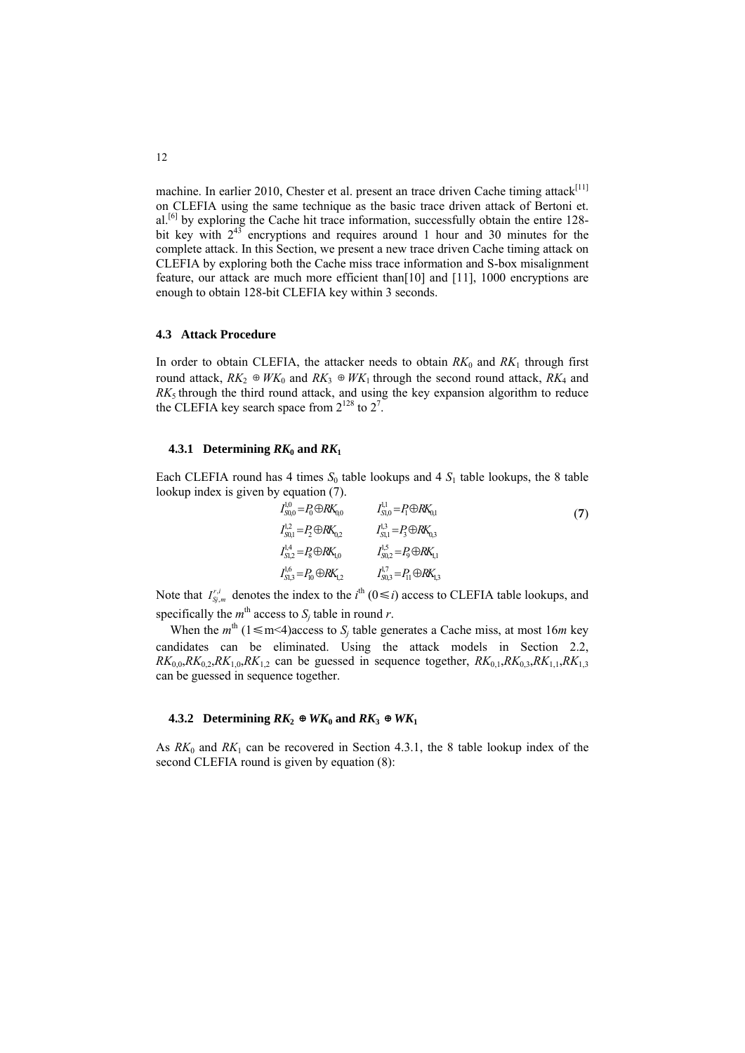machine. In earlier 2010, Chester et al. present an trace driven Cache timing attack[11] on CLEFIA using the same technique as the basic trace driven attack of Bertoni et. al.[6] by exploring the Cache hit trace information, successfully obtain the entire 128-bit key with $2^{43}$ encryptions and requires around 1 hour and 30 minutes for the complete attack. In this Section, we present a new trace driven Cache timing attack on CLEFIA by exploring both the Cache miss trace information and S-box misalignment feature, our attack are much more efficient than[10] and [11], 1000 encryptions are enough to obtain 128-bit CLEFIA key within 3 seconds.

### 4.3 Attack Procedure

In order to obtain CLEFIA, the attacker needs to obtain $RK_0$ and $RK_1$ through first round attack, $RK_2 \oplus WK_0$ and $RK_3 \oplus WK_1$ through the second round attack, $RK_4$ and $RK_5$ through the third round attack, and using the key expansion algorithm to reduce the CLEFIA key search space from $2^{128}$ to $2^7$.

#### 4.3.1 Determining $RK_0$ and $RK_1$

Each CLEFIA round has 4 times $S_0$ table lookups and 4 $S_1$ table lookups, the 8 table lookup index is given by equation (7).

$$
\begin{array}{ll}
I_{S0,0}^{1,0} = P_0 \oplus RK_{0,0} & I_{S1,0}^{1,1} = P_1 \oplus RK_{0,1} \\
I_{S0,1}^{1,2} = P_2 \oplus RK_{0,2} & I_{S1,1}^{1,3} = P_3 \oplus RK_{0,3} \\
I_{S1,2}^{1,4} = P_8 \oplus RK_{1,0} & I_{S0,2}^{1,5} = P_9 \oplus RK_{1,1} \\
I_{S1,3}^{1,6} = P_{10} \oplus RK_{1,2} & I_{S0,3}^{1,7} = P_{11} \oplus RK_{1,3}
\end{array}
\tag{7}
$$

Note that $I_{Sj,m}^{r,i}$ denotes the index to the $i^{\text{th}}$ $(0 \leq i)$ access to CLEFIA table lookups, and specifically the $m^{\text{th}}$ access to $S_j$ table in round $r$.

When the $m^{\text{th}}$ $(1 \leq m < 4)$access to $S_j$ table generates a Cache miss, at most $16m$ key candidates can be eliminated. Using the attack models in Section 2.2, $RK_{0,0}$,$RK_{0,2}$,$RK_{1,0}$,$RK_{1,2}$ can be guessed in sequence together, $RK_{0,1}$,$RK_{0,3}$,$RK_{1,1}$,$RK_{1,3}$ can be guessed in sequence together.

#### 4.3.2 Determining $RK_2 \oplus WK_0$ and $RK_3 \oplus WK_1$

As $RK_0$ and $RK_1$ can be recovered in Section 4.3.1, the 8 table lookup index of the second CLEFIA round is given by equation (8):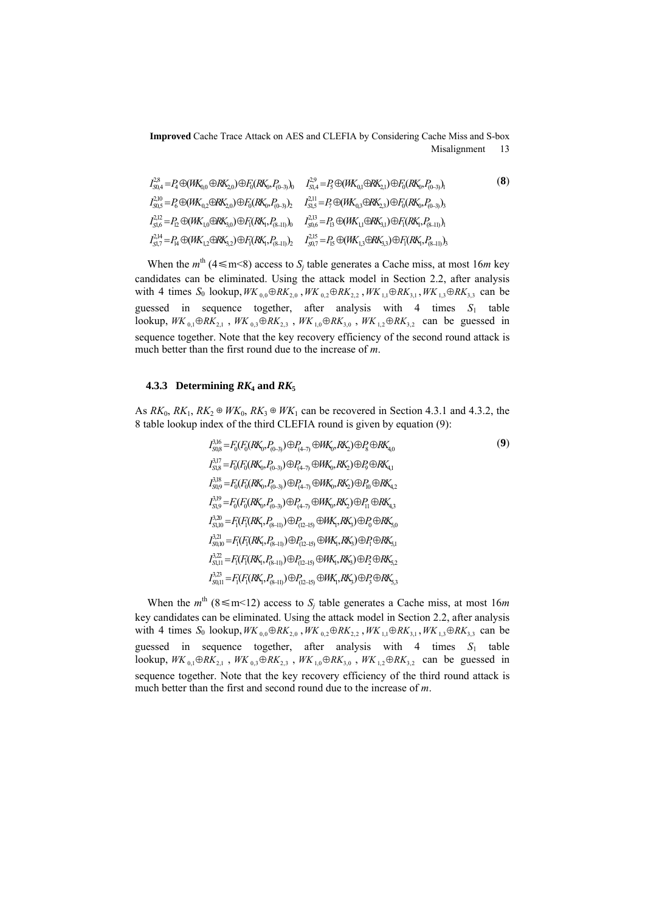$$
\begin{aligned}
&I^{2,8}_{S0,4} = P_4 \oplus (WK_{0,0} \oplus RK_{2,0}) \oplus F_0(RK_0, P_{(0-3)})_0 \quad I^{2,9}_{S1,4} = P_5 \oplus (WK_{0,1} \oplus RK_{2,1}) \oplus F_0(RK_0, P_{(0-3)})_1 \\
&I^{2,10}_{S0,5} = P_6 \oplus (WK_{0,2} \oplus RK_{2,0}) \oplus F_0(RK_0, P_{(0-3)})_2 \quad I^{2,11}_{S1,5} = P_7 \oplus (WK_{0,3} \oplus RK_{2,3}) \oplus F_0(RK_0, P_{(0-3)})_3 \\
&I^{2,12}_{S1,6} = P_{12} \oplus (WK_{1,0} \oplus RK_{3,0}) \oplus F_1(RK_1, P_{(8-11)})_0 \quad I^{2,13}_{S0,6} = P_{13} \oplus (WK_{1,1} \oplus RK_{3,1}) \oplus F_1(RK_1, P_{(8-11)})_1 \\
&I^{2,14}_{S1,7} = P_{14} \oplus (WK_{1,2} \oplus RK_{3,2}) \oplus F_1(RK_1, P_{(8-11)})_2 \quad I^{2,15}_{S0,7} = P_{15} \oplus (WK_{1,3} \oplus RK_{3,3}) \oplus F_1(RK_1, P_{(8-11)})_3
\end{aligned}
\quad (8)
$$

When the $m^{\text{th}}$ ($4 \leq m < 8$) access to $S_j$ table generates a Cache miss, at most $16m$ key candidates can be eliminated. Using the attack model in Section 2.2, after analysis with 4 times $S_0$ lookup, $WK_{0,0} \oplus RK_{2,0}$, $WK_{0,2} \oplus RK_{2,2}$, $WK_{1,1} \oplus RK_{3,1}$, $WK_{1,3} \oplus RK_{3,3}$ can be guessed in sequence together, after analysis with 4 times $S_1$ table lookup, $WK_{0,1} \oplus RK_{2,1}$, $WK_{0,3} \oplus RK_{2,3}$, $WK_{1,0} \oplus RK_{3,0}$, $WK_{1,2} \oplus RK_{3,2}$ can be guessed in sequence together. Note that the key recovery efficiency of the second round attack is much better than the first round due to the increase of $m$.

### 4.3.3 Determining $RK_4$ and $RK_5$

As $RK_0$, $RK_1$, $RK_2 \oplus WK_0$, $RK_3 \oplus WK_1$ can be recovered in Section 4.3.1 and 4.3.2, the 8 table lookup index of the third CLEFIA round is given by equation (9):

$$
\begin{aligned}
&I^{3,16}_{S0,8} = F_0(F_0(RK_0, P_{(0-3)}) \oplus P_{(4-7)} \oplus WK_0, RK_2) \oplus P_8 \oplus RK_{4,0} \\
&I^{3,17}_{S1,8} = F_0(F_0(RK_0, P_{(0-3)}) \oplus P_{(4-7)} \oplus WK_0, RK_2) \oplus P_9 \oplus RK_{4,1} \\
&I^{3,18}_{S0,9} = F_0(F_0(RK_0, P_{(0-3)}) \oplus P_{(4-7)} \oplus WK_0, RK_2) \oplus P_{10} \oplus RK_{4,2} \\
&I^{3,19}_{S1,9} = F_0(F_0(RK_0, P_{(0-3)}) \oplus P_{(4-7)} \oplus WK_0, RK_2) \oplus P_{11} \oplus RK_{4,3} \\
&I^{3,20}_{S1,10} = F_1(F_1(RK_1, P_{(8-11)}) \oplus P_{(12-15)} \oplus WK_1, RK_3) \oplus P_0 \oplus RK_{5,0} \\
&I^{3,21}_{S0,10} = F_1(F_1(RK_1, P_{(8-11)}) \oplus P_{(12-15)} \oplus WK_1, RK_3) \oplus P_1 \oplus RK_{5,1} \\
&I^{3,22}_{S1,11} = F_1(F_1(RK_1, P_{(8-11)}) \oplus P_{(12-15)} \oplus WK_1, RK_3) \oplus P_2 \oplus RK_{5,2} \\
&I^{3,23}_{S0,11} = F_1(F_1(RK_1, P_{(8-11)}) \oplus P_{(12-15)} \oplus WK_1, RK_3) \oplus P_3 \oplus RK_{5,3}
\end{aligned}
\quad (9)
$$

When the $m^{\text{th}}$ ($8 \leq m < 12$) access to $S_j$ table generates a Cache miss, at most $16m$ key candidates can be eliminated. Using the attack model in Section 2.2, after analysis with 4 times $S_0$ lookup, $WK_{0,0} \oplus RK_{2,0}$, $WK_{0,2} \oplus RK_{2,2}$, $WK_{1,1} \oplus RK_{3,1}$, $WK_{1,3} \oplus RK_{3,3}$ can be guessed in sequence together, after analysis with 4 times $S_1$ table lookup, $WK_{0,1} \oplus RK_{2,1}$, $WK_{0,3} \oplus RK_{2,3}$, $WK_{1,0} \oplus RK_{3,0}$, $WK_{1,2} \oplus RK_{3,2}$ can be guessed in sequence together. Note that the key recovery efficiency of the third round attack is much better than the first and second round due to the increase of $m$.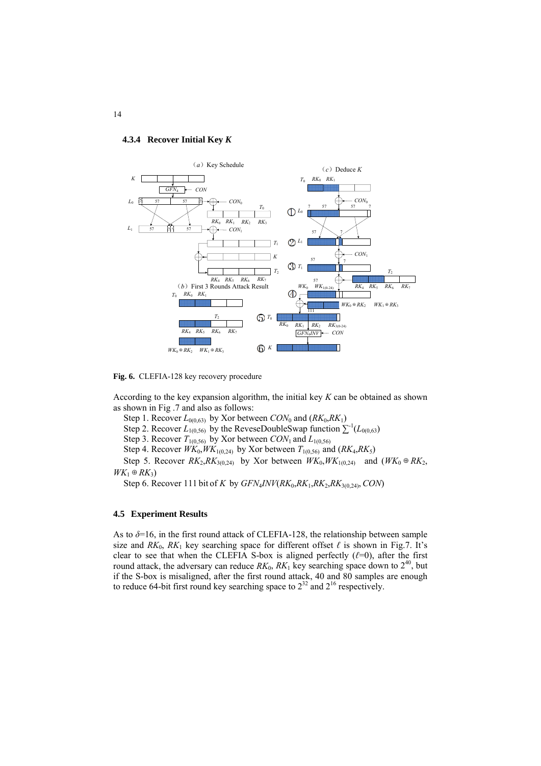#### 4.3.4 Recover Initial Key *K*

**Fig. 6.** CLEFIA-128 key recovery procedure

According to the key expansion algorithm, the initial key $K$ can be obtained as shown as shown in Fig .7 and also as follows:

Step 1. Recover $L_{0(0,63)}$ by Xor between $CON_0$ and $(RK_0,RK_1)$

Step 2. Recover $L_{1(0,56)}$ by the ReveseDoubleSwap function $\sum^{-1}(L_{0(0,63)})$

Step 3. Recover $T_{1(0,56)}$ by Xor between $CON_1$ and $L_{1(0,56)}$

Step 4. Recover $WK_0,WK_{1(0,24)}$ by Xor between $T_{1(0,56)}$ and $(RK_4,RK_5)$

Step 5. Recover $RK_2,RK_{3(0,24)}$ by Xor between $WK_0,WK_{1(0,24)}$ and $(WK_0 \oplus RK_2, WK_1 \oplus RK_3)$

Step 6. Recover 111 bit of $K$ by $GFN_4INV(RK_0,RK_1,RK_2,RK_{3(0,24)}, CON)$

### 4.5 Experiment Results

As to $\delta$=16, in the first round attack of CLEFIA-128, the relationship between sample size and $RK_0$, $RK_1$ key searching space for different offset $\ell$ is shown in Fig.7. It's clear to see that when the CLEFIA S-box is aligned perfectly ($\ell$=0), after the first round attack, the adversary can reduce $RK_0$, $RK_1$ key searching space down to $2^{40}$, but if the S-box is misaligned, after the first round attack, 40 and 80 samples are enough to reduce 64-bit first round key searching space to $2^{32}$ and $2^{16}$ respectively.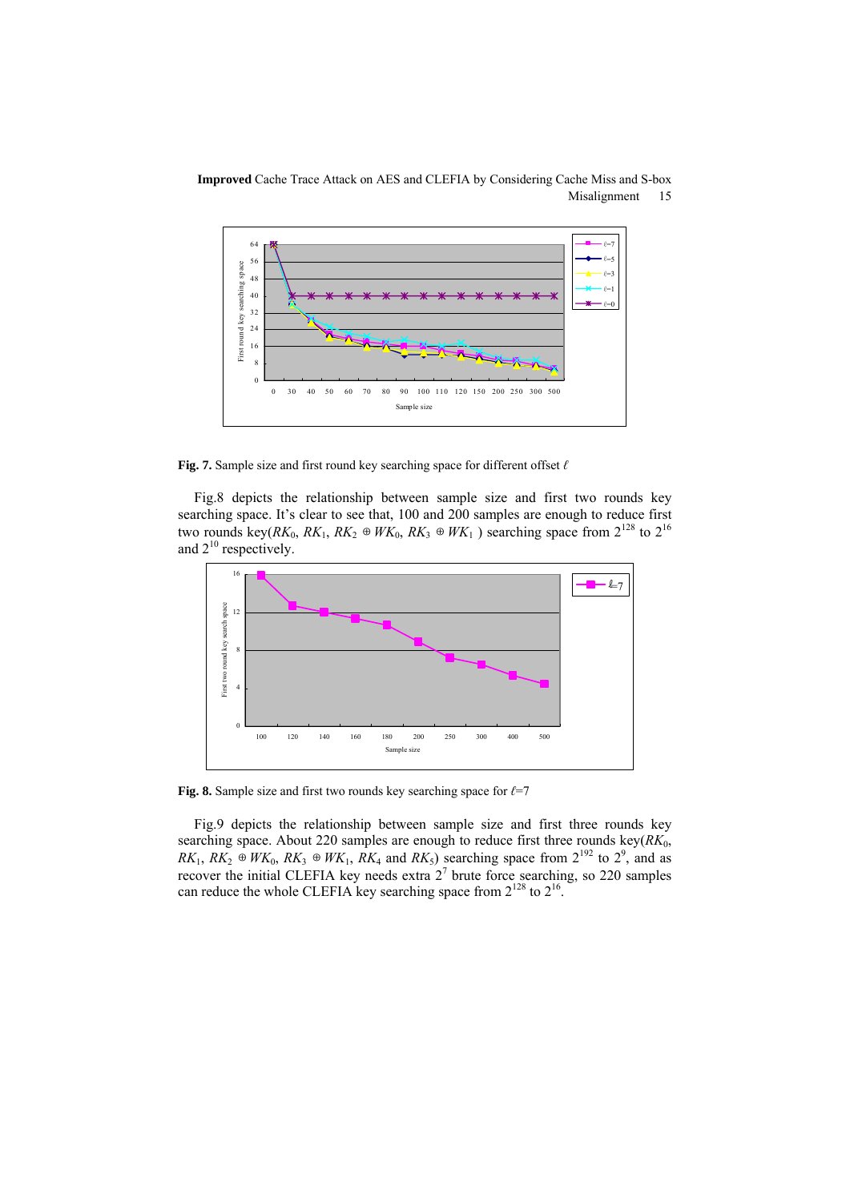**Fig. 7.** Sample size and first round key searching space for different offset $\ell$

Fig.8 depicts the relationship between sample size and first two rounds key searching space. It's clear to see that, 100 and 200 samples are enough to reduce first two rounds key($RK_0$, $RK_1$, $RK_2 \oplus WK_0$, $RK_3 \oplus WK_1$ ) searching space from $2^{128}$ to $2^{16}$ and $2^{10}$ respectively.

**Fig. 8.** Sample size and first two rounds key searching space for $\ell$=7

Fig.9 depicts the relationship between sample size and first three rounds key searching space. About 220 samples are enough to reduce first three rounds key($RK_0$, $RK_1$, $RK_2 \oplus WK_0$, $RK_3 \oplus WK_1$, $RK_4$ and $RK_5$) searching space from $2^{192}$ to $2^9$, and as recover the initial CLEFIA key needs extra $2^7$ brute force searching, so 220 samples can reduce the whole CLEFIA key searching space from $2^{128}$ to $2^{16}$.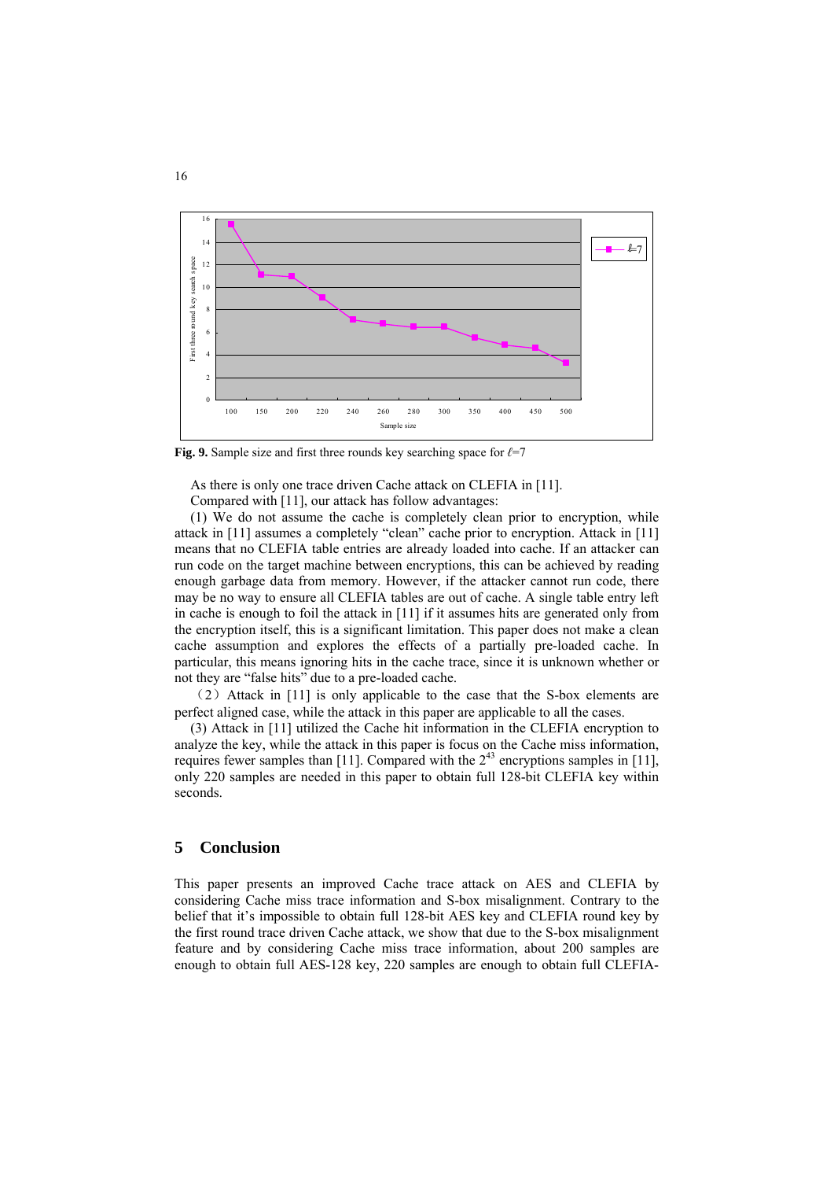**Fig. 9.** Sample size and first three rounds key searching space for $\ell$=7

As there is only one trace driven Cache attack on CLEFIA in [11].

Compared with [11], our attack has follow advantages:

(1) We do not assume the cache is completely clean prior to encryption, while attack in [11] assumes a completely "clean" cache prior to encryption. Attack in [11] means that no CLEFIA table entries are already loaded into cache. If an attacker can run code on the target machine between encryptions, this can be achieved by reading enough garbage data from memory. However, if the attacker cannot run code, there may be no way to ensure all CLEFIA tables are out of cache. A single table entry left in cache is enough to foil the attack in [11] if it assumes hits are generated only from the encryption itself, this is a significant limitation. This paper does not make a clean cache assumption and explores the effects of a partially pre-loaded cache. In particular, this means ignoring hits in the cache trace, since it is unknown whether or not they are "false hits" due to a pre-loaded cache.

（2）Attack in [11] is only applicable to the case that the S-box elements are perfect aligned case, while the attack in this paper are applicable to all the cases.

(3) Attack in [11] utilized the Cache hit information in the CLEFIA encryption to analyze the key, while the attack in this paper is focus on the Cache miss information, requires fewer samples than [11]. Compared with the $2^{43}$ encryptions samples in [11], only 220 samples are needed in this paper to obtain full 128-bit CLEFIA key within seconds.

## 5 Conclusion

This paper presents an improved Cache trace attack on AES and CLEFIA by considering Cache miss trace information and S-box misalignment. Contrary to the belief that it's impossible to obtain full 128-bit AES key and CLEFIA round key by the first round trace driven Cache attack, we show that due to the S-box misalignment feature and by considering Cache miss trace information, about 200 samples are enough to obtain full AES-128 key, 220 samples are enough to obtain full CLEFIA-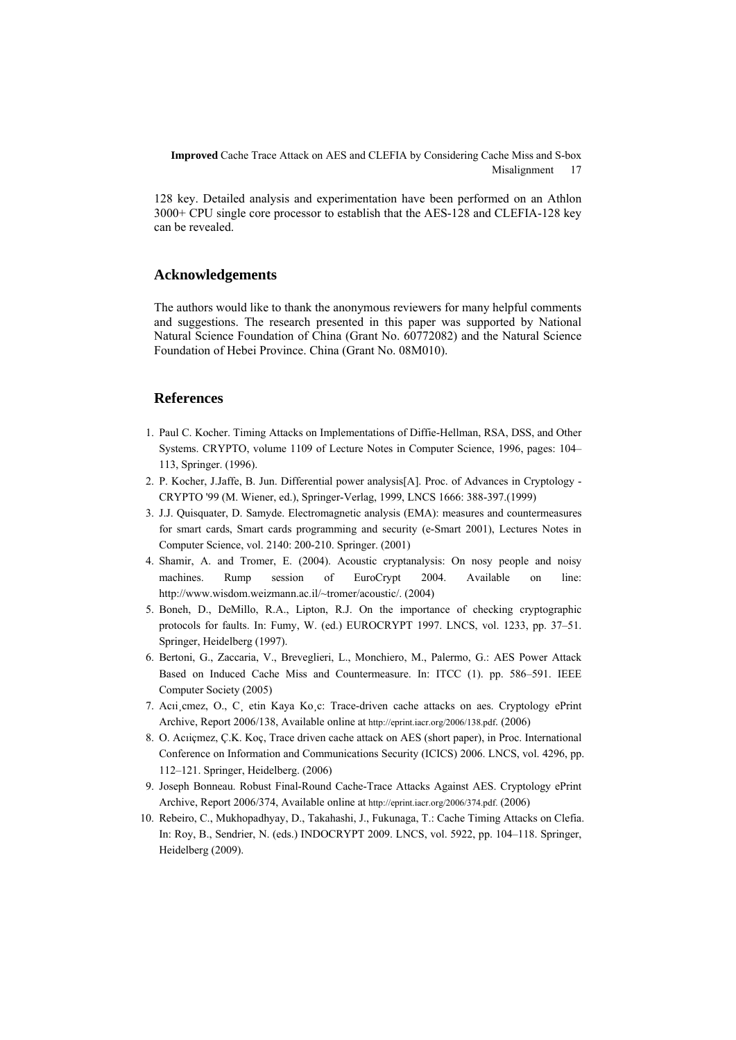128 key. Detailed analysis and experimentation have been performed on an Athlon 3000+ CPU single core processor to establish that the AES-128 and CLEFIA-128 key can be revealed.

## Acknowledgements

The authors would like to thank the anonymous reviewers for many helpful comments and suggestions. The research presented in this paper was supported by National Natural Science Foundation of China (Grant No. 60772082) and the Natural Science Foundation of Hebei Province. China (Grant No. 08M010).

## References

1. Paul C. Kocher. Timing Attacks on Implementations of Diffie-Hellman, RSA, DSS, and Other Systems. CRYPTO, volume 1109 of Lecture Notes in Computer Science, 1996, pages: 104–113, Springer. (1996).
2. P. Kocher, J.Jaffe, B. Jun. Differential power analysis[A]. Proc. of Advances in Cryptology - CRYPTO '99 (M. Wiener, ed.), Springer-Verlag, 1999, LNCS 1666: 388-397.(1999)
3. J.J. Quisquater, D. Samyde. Electromagnetic analysis (EMA): measures and countermeasures for smart cards, Smart cards programming and security (e-Smart 2001), Lectures Notes in Computer Science, vol. 2140: 200-210. Springer. (2001)
4. Shamir, A. and Tromer, E. (2004). Acoustic cryptanalysis: On nosy people and noisy machines. Rump session of EuroCrypt 2004. Available on line: http://www.wisdom.weizmann.ac.il/~tromer/acoustic/. (2004)
5. Boneh, D., DeMillo, R.A., Lipton, R.J. On the importance of checking cryptographic protocols for faults. In: Fumy, W. (ed.) EUROCRYPT 1997. LNCS, vol. 1233, pp. 37–51. Springer, Heidelberg (1997).
6. Bertoni, G., Zaccaria, V., Breveglieri, L., Monchiero, M., Palermo, G.: AES Power Attack Based on Induced Cache Miss and Countermeasure. In: ITCC (1). pp. 586–591. IEEE Computer Society (2005)
7. Acıi¸cmez, O., C¸ etin Kaya Ko¸c: Trace-driven cache attacks on aes. Cryptology ePrint Archive, Report 2006/138, Available online at http://eprint.iacr.org/2006/138.pdf. (2006)
8. O. Acıiçmez, Ç.K. Koç, Trace driven cache attack on AES (short paper), in Proc. International Conference on Information and Communications Security (ICICS) 2006. LNCS, vol. 4296, pp. 112–121. Springer, Heidelberg. (2006)
9. Joseph Bonneau. Robust Final-Round Cache-Trace Attacks Against AES. Cryptology ePrint Archive, Report 2006/374, Available online at http://eprint.iacr.org/2006/374.pdf. (2006)
10. Rebeiro, C., Mukhopadhyay, D., Takahashi, J., Fukunaga, T.: Cache Timing Attacks on Clefia. In: Roy, B., Sendrier, N. (eds.) INDOCRYPT 2009. LNCS, vol. 5922, pp. 104–118. Springer, Heidelberg (2009).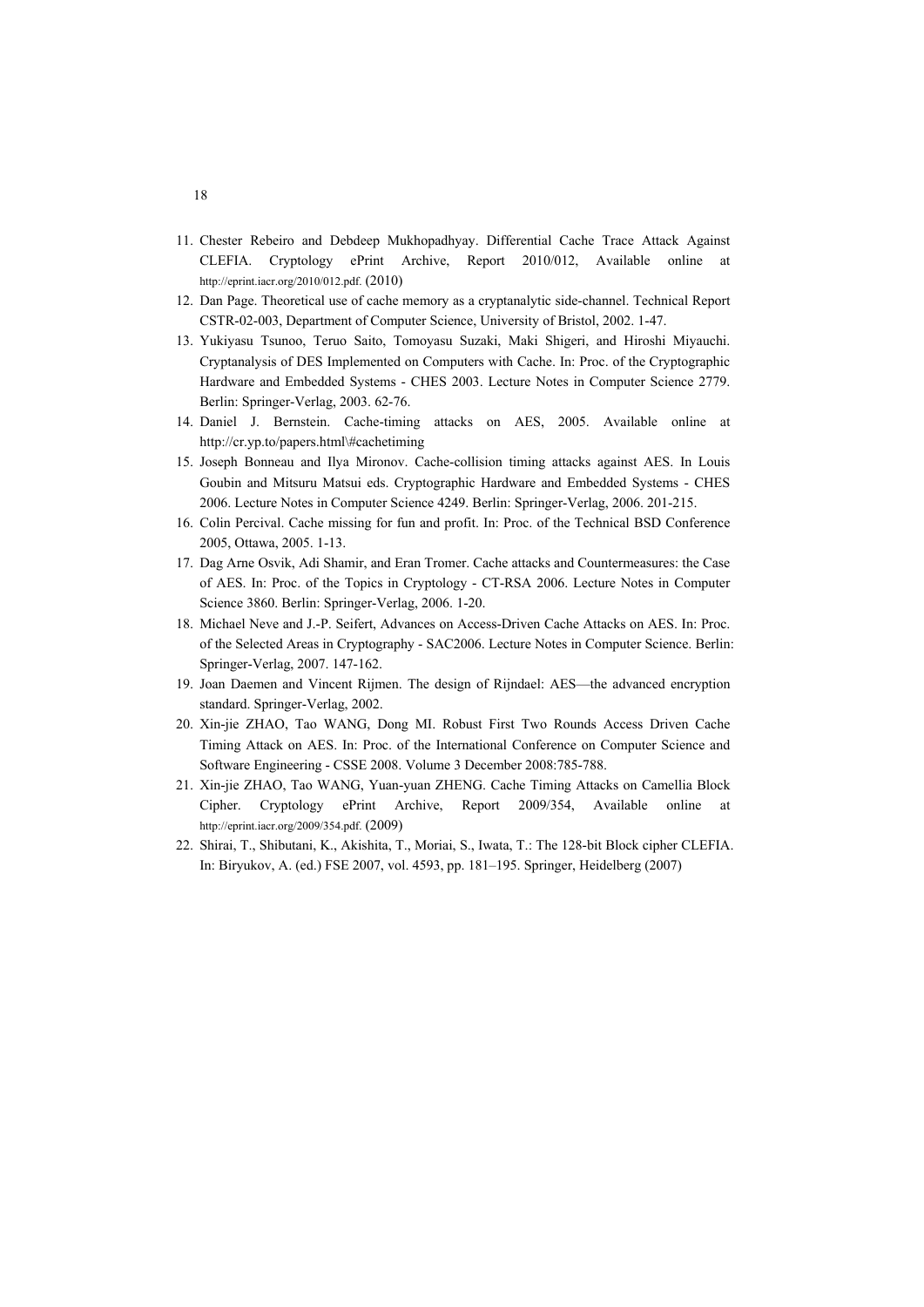11. Chester Rebeiro and Debdeep Mukhopadhyay. Differential Cache Trace Attack Against CLEFIA. Cryptology ePrint Archive, Report 2010/012, Available online at http://eprint.iacr.org/2010/012.pdf. (2010)
12. Dan Page. Theoretical use of cache memory as a cryptanalytic side-channel. Technical Report CSTR-02-003, Department of Computer Science, University of Bristol, 2002. 1-47.
13. Yukiyasu Tsunoo, Teruo Saito, Tomoyasu Suzaki, Maki Shigeri, and Hiroshi Miyauchi. Cryptanalysis of DES Implemented on Computers with Cache. In: Proc. of the Cryptographic Hardware and Embedded Systems - CHES 2003. Lecture Notes in Computer Science 2779. Berlin: Springer-Verlag, 2003. 62-76.
14. Daniel J. Bernstein. Cache-timing attacks on AES, 2005. Available online at http://cr.yp.to/papers.html\#cachetiming
15. Joseph Bonneau and Ilya Mironov. Cache-collision timing attacks against AES. In Louis Goubin and Mitsuru Matsui eds. Cryptographic Hardware and Embedded Systems - CHES 2006. Lecture Notes in Computer Science 4249. Berlin: Springer-Verlag, 2006. 201-215.
16. Colin Percival. Cache missing for fun and profit. In: Proc. of the Technical BSD Conference 2005, Ottawa, 2005. 1-13.
17. Dag Arne Osvik, Adi Shamir, and Eran Tromer. Cache attacks and Countermeasures: the Case of AES. In: Proc. of the Topics in Cryptology - CT-RSA 2006. Lecture Notes in Computer Science 3860. Berlin: Springer-Verlag, 2006. 1-20.
18. Michael Neve and J.-P. Seifert, Advances on Access-Driven Cache Attacks on AES. In: Proc. of the Selected Areas in Cryptography - SAC2006. Lecture Notes in Computer Science. Berlin: Springer-Verlag, 2007. 147-162.
19. Joan Daemen and Vincent Rijmen. The design of Rijndael: AES—the advanced encryption standard. Springer-Verlag, 2002.
20. Xin-jie ZHAO, Tao WANG, Dong MI. Robust First Two Rounds Access Driven Cache Timing Attack on AES. In: Proc. of the International Conference on Computer Science and Software Engineering - CSSE 2008. Volume 3 December 2008:785-788.
21. Xin-jie ZHAO, Tao WANG, Yuan-yuan ZHENG. Cache Timing Attacks on Camellia Block Cipher. Cryptology ePrint Archive, Report 2009/354, Available online at http://eprint.iacr.org/2009/354.pdf. (2009)
22. Shirai, T., Shibutani, K., Akishita, T., Moriai, S., Iwata, T.: The 128-bit Block cipher CLEFIA. In: Biryukov, A. (ed.) FSE 2007, vol. 4593, pp. 181–195. Springer, Heidelberg (2007)